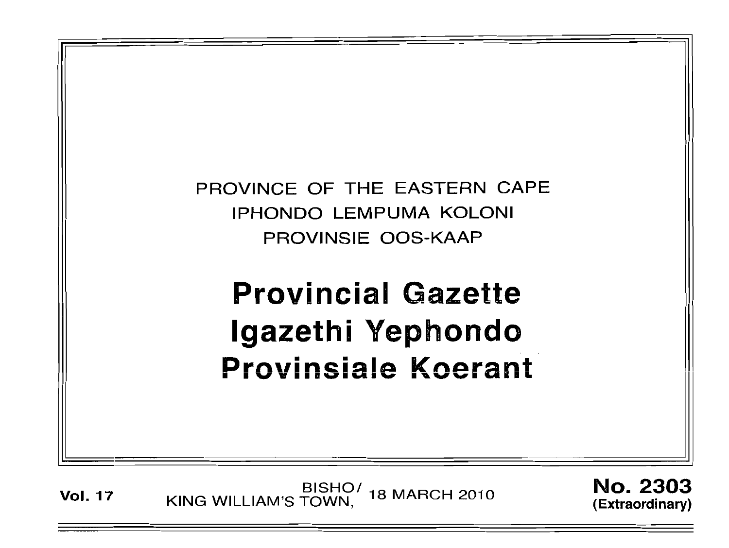PROVINCE OF THE EASTERN CAPE

IPHONDO LEMPUMA KOLONI

PROVINSIE OOS-KAAP

# Provincial Gazette

# Igazethi Yephondo

# Provinsiale Koerant

**Vol. 17** BISHO/ KING WILLIAM'S TOWN, 18 MARCH 2010 **No. 2303 (Extraordinary)**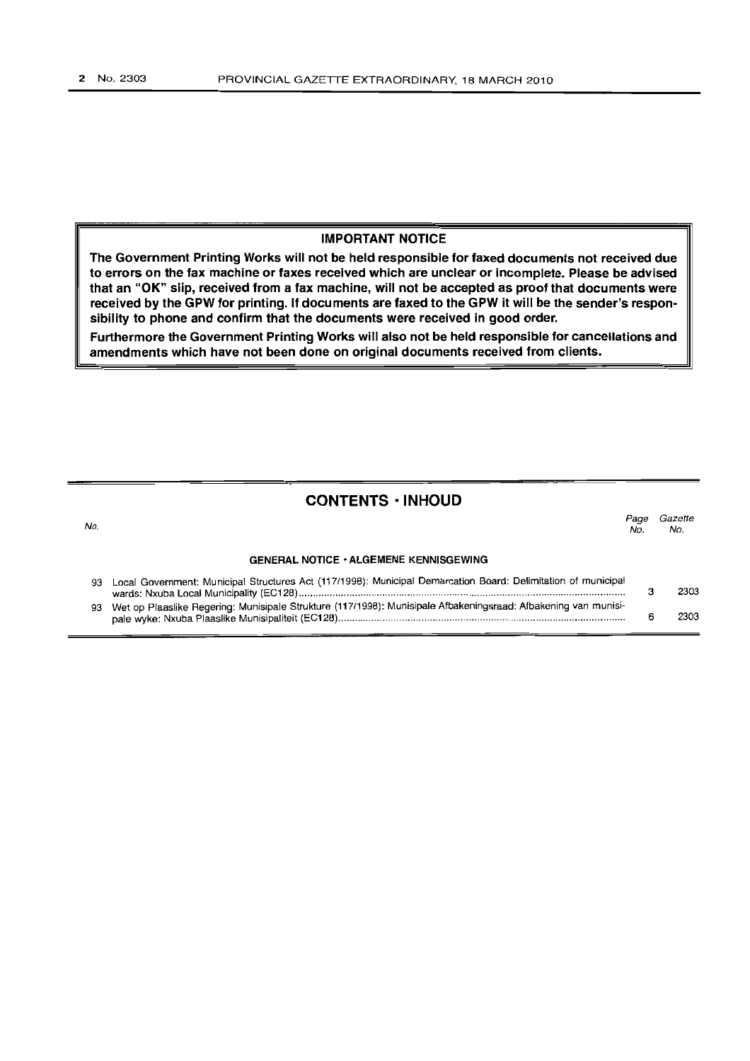**IMPORTANT NOTICE**

**The Government Printing Works will not be held responsible for faxed documents not received due to errors on the fax machine or faxes received which are unclear or incomplete. Please be advised that an "OK" slip, received from a fax machine, will not be accepted as proof that documents were received by the GPW for printing. If documents are faxed to the GPW it will be the sender's responsibility to phone and confirm that the documents were received in good order.**

**Furthermore the Government Printing Works will also not be held responsible for cancellations and amendments which have not been done on original documents received from clients.**

## CONTENTS · INHOUD

| No. | | Page No. | Gazette No. |
|---|---|---|---|
| | **GENERAL NOTICE · ALGEMENE KENNISGEWING** | | |
| 93 | Local Government: Municipal Structures Act (117/1998): Municipal Demarcation Board: Delimitation of municipal wards: Nxuba Local Municipality (EC128) | 3 | 2303 |
| 93 | Wet op Plaaslike Regering: Munisipale Strukture (117/1998): Munisipale Afbakeningsraad: Afbakening van munisipale wyke: Nxuba Plaaslike Munisipaliteit (EC128) | 6 | 2303 |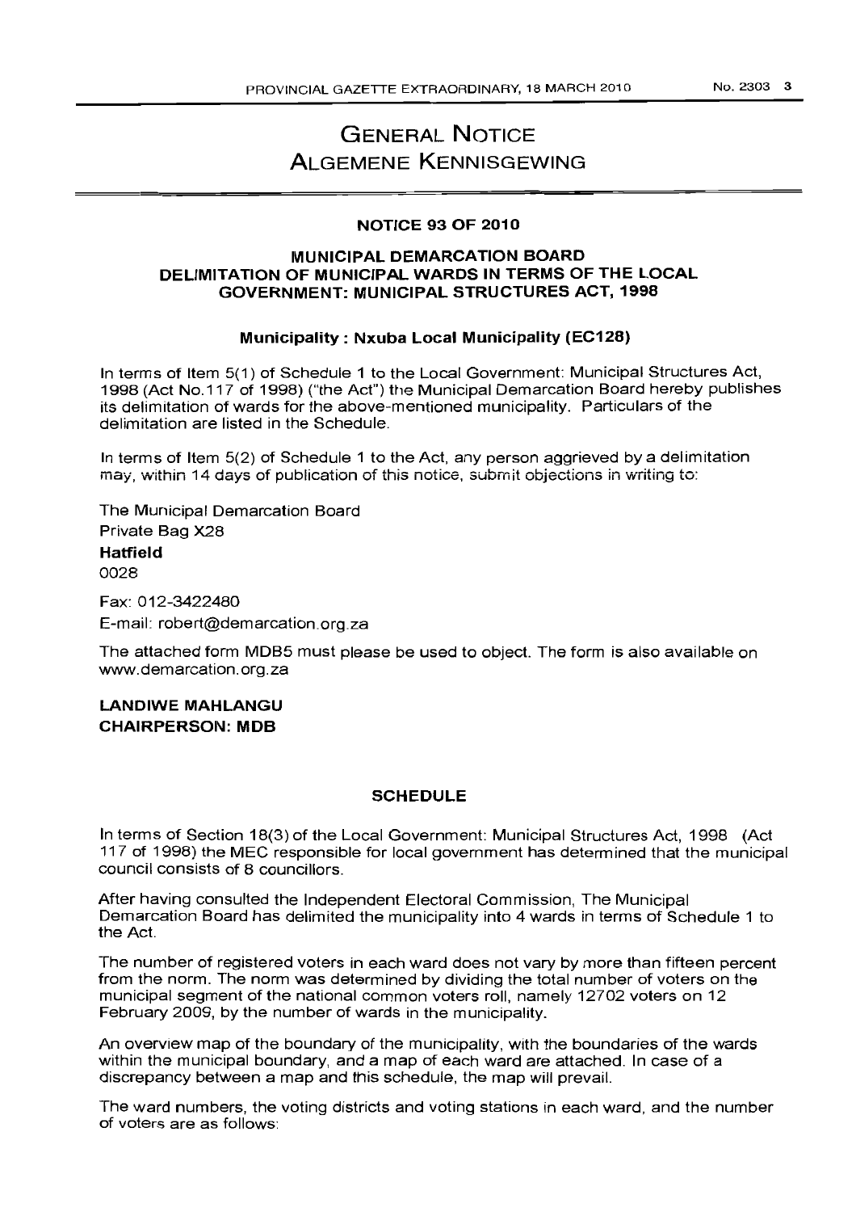# GENERAL NOTICE
# ALGEMENE KENNISGEWING

## NOTICE 93 OF 2010

## MUNICIPAL DEMARCATION BOARD
## DELIMITATION OF MUNICIPAL WARDS IN TERMS OF THE LOCAL GOVERNMENT: MUNICIPAL STRUCTURES ACT, 1998

### Municipality : Nxuba Local Municipality (EC128)

In terms of Item 5(1) of Schedule 1 to the Local Government: Municipal Structures Act, 1998 (Act No.117 of 1998) ("the Act") the Municipal Demarcation Board hereby publishes its delimitation of wards for the above-mentioned municipality. Particulars of the delimitation are listed in the Schedule.

In terms of Item 5(2) of Schedule 1 to the Act, any person aggrieved by a delimitation may, within 14 days of publication of this notice, submit objections in writing to:

The Municipal Demarcation Board
Private Bag X28
**Hatfield**
0028

Fax: 012-3422480
E-mail: robert@demarcation.org.za

The attached form MDB5 must please be used to object. The form is also available on www.demarcation.org.za

**LANDIWE MAHLANGU**
**CHAIRPERSON: MDB**

### SCHEDULE

In terms of Section 18(3) of the Local Government: Municipal Structures Act, 1998 (Act 117 of 1998) the MEC responsible for local government has determined that the municipal council consists of 8 councillors.

After having consulted the Independent Electoral Commission, The Municipal Demarcation Board has delimited the municipality into 4 wards in terms of Schedule 1 to the Act.

The number of registered voters in each ward does not vary by more than fifteen percent from the norm. The norm was determined by dividing the total number of voters on the municipal segment of the national common voters roll, namely 12702 voters on 12 February 2009, by the number of wards in the municipality.

An overview map of the boundary of the municipality, with the boundaries of the wards within the municipal boundary, and a map of each ward are attached. In case of a discrepancy between a map and this schedule, the map will prevail.

The ward numbers, the voting districts and voting stations in each ward, and the number of voters are as follows: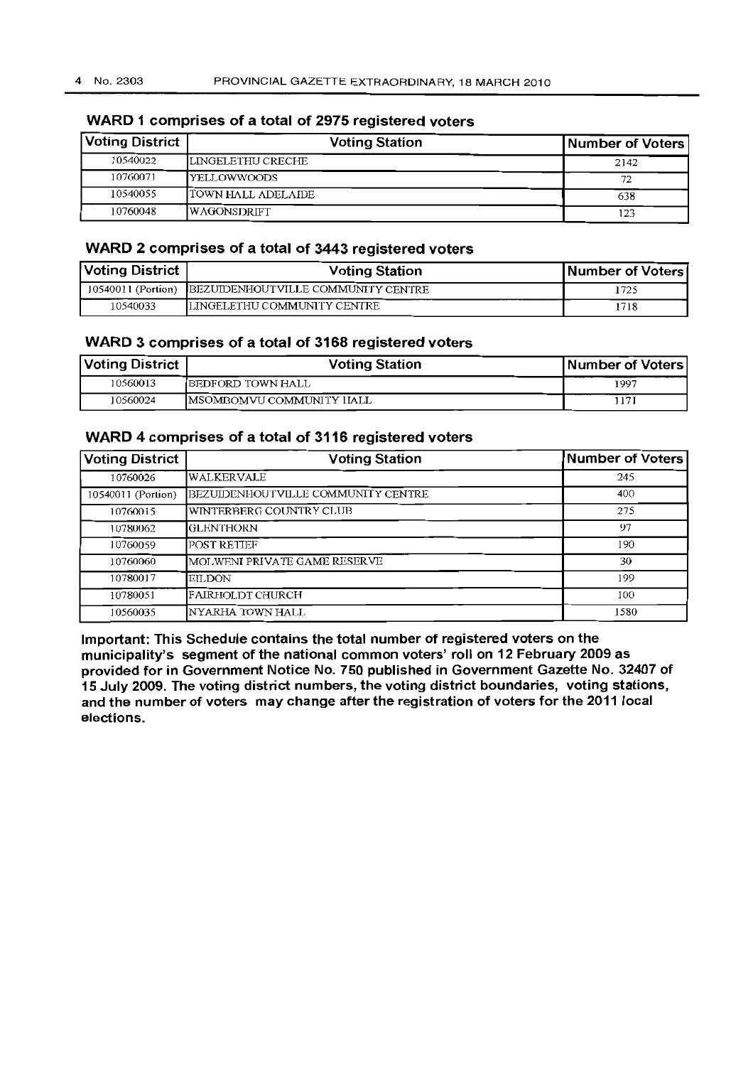## WARD 1 comprises of a total of 2975 registered voters

| Voting District | Voting Station | Number of Voters |
|---|---|---|
| 10540022 | LINGELETHU CRECHE | 2142 |
| 10760071 | YELLOWWOODS | 72 |
| 10540055 | TOWN HALL ADELAIDE | 638 |
| 10760048 | WAGONSDRIFT | 123 |

## WARD 2 comprises of a total of 3443 registered voters

| Voting District | Voting Station | Number of Voters |
|---|---|---|
| 10540011 (Portion) | BEZUIDENHOUTVILLE COMMUNITY CENTRE | 1725 |
| 10540033 | LINGELETHU COMMUNITY CENTRE | 1718 |

## WARD 3 comprises of a total of 3168 registered voters

| Voting District | Voting Station | Number of Voters |
|---|---|---|
| 10560013 | BEDFORD TOWN HALL | 1997 |
| 10560024 | MSOMBOMVU COMMUNITY HALL | 1171 |

## WARD 4 comprises of a total of 3116 registered voters

| Voting District | Voting Station | Number of Voters |
|---|---|---|
| 10760026 | WALKERVALE | 245 |
| 10540011 (Portion) | BEZUIDENHOUTVILLE COMMUNITY CENTRE | 400 |
| 10760015 | WINTERBERG COUNTRY CLUB | 275 |
| 10780062 | GLENTHORN | 97 |
| 10760059 | POST RETIEF | 190 |
| 10760060 | MOLWENI PRIVATE GAME RESERVE | 30 |
| 10780017 | EILDON | 199 |
| 10780051 | FAIRHOLDT CHURCH | 100 |
| 10560035 | NYARHA TOWN HALL | 1580 |

**Important: This Schedule contains the total number of registered voters on the municipality's segment of the national common voters' roll on 12 February 2009 as provided for in Government Notice No. 750 published in Government Gazette No. 32407 of 15 July 2009. The voting district numbers, the voting district boundaries, voting stations, and the number of voters may change after the registration of voters for the 2011 local elections.**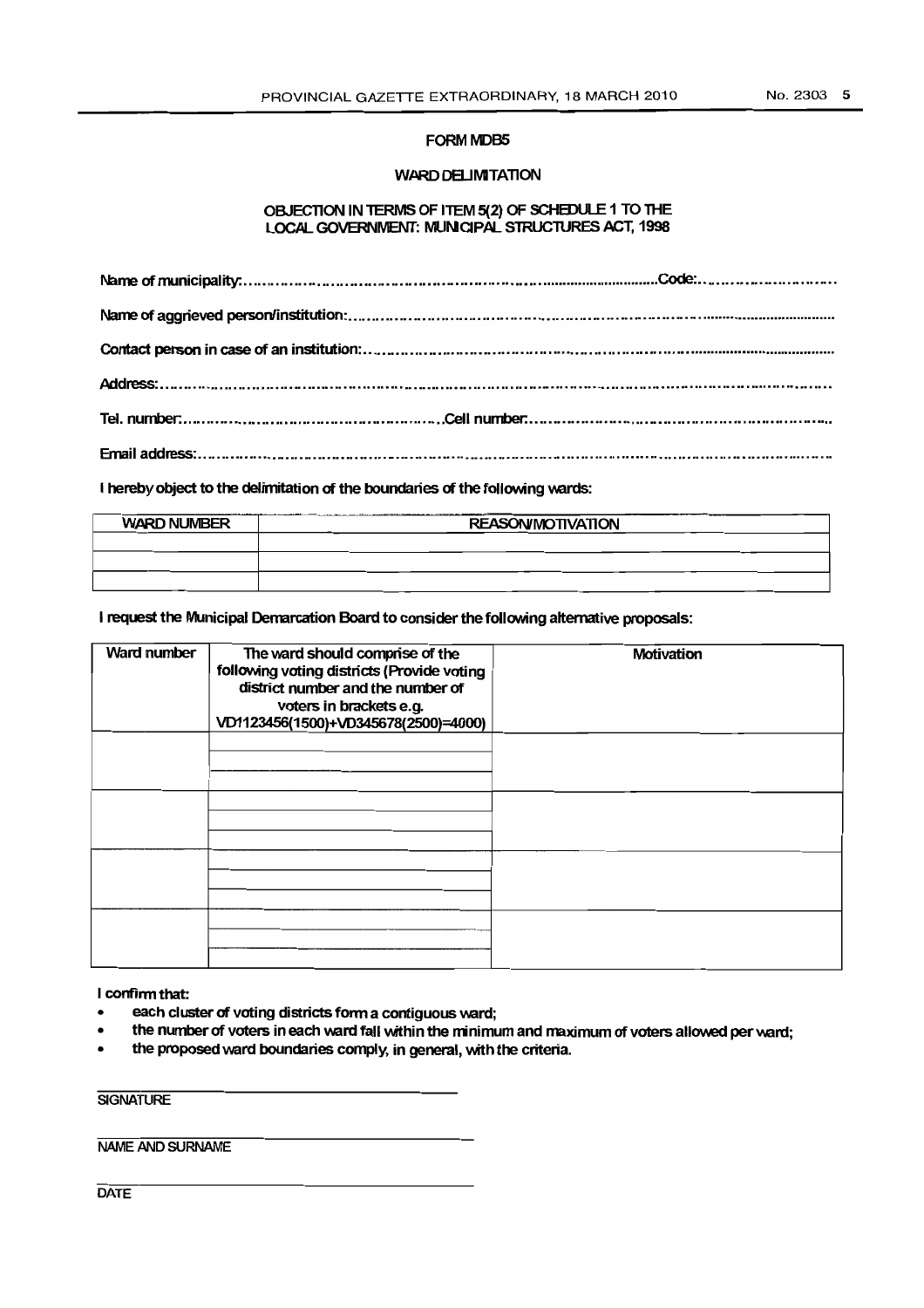# FORM MDB5

## WARD DELIMITATION

### OBJECTION IN TERMS OF ITEM 5(2) OF SCHEDULE 1 TO THE LOCAL GOVERNMENT: MUNICIPAL STRUCTURES ACT, 1998

Name of municipality:.......................................................................................Code:.............................

Name of aggrieved person/institution:...................................................................................................

Contact person in case of an institution:...............................................................................................

Address:......................................................................................................................................

Tel. number:................................................Cell number:..............................................................

Email address:..............................................................................................................................

I hereby object to the delimitation of the boundaries of the following wards:

| WARD NUMBER | REASON/MOTIVATION |
|---|---|
| | |
| | |
| | |

I request the Municipal Demarcation Board to consider the following alternative proposals:

| Ward number | The ward should comprise of the following voting districts (Provide voting district number and the number of voters in brackets e.g. VD1123456(1500)+VD345678(2500)=4000) | Motivation |
|---|---|---|
| | | |
| | | |
| | | |
| | | |
| | | |
| | | |
| | | |
| | | |
| | | |
| | | |
| | | |
| | | |

I confirm that:

- each cluster of voting districts form a contiguous ward;
- the number of voters in each ward fall within the minimum and maximum of voters allowed per ward;
- the proposed ward boundaries comply, in general, with the criteria.

______________________________
SIGNATURE

______________________________
NAME AND SURNAME

______________________________
DATE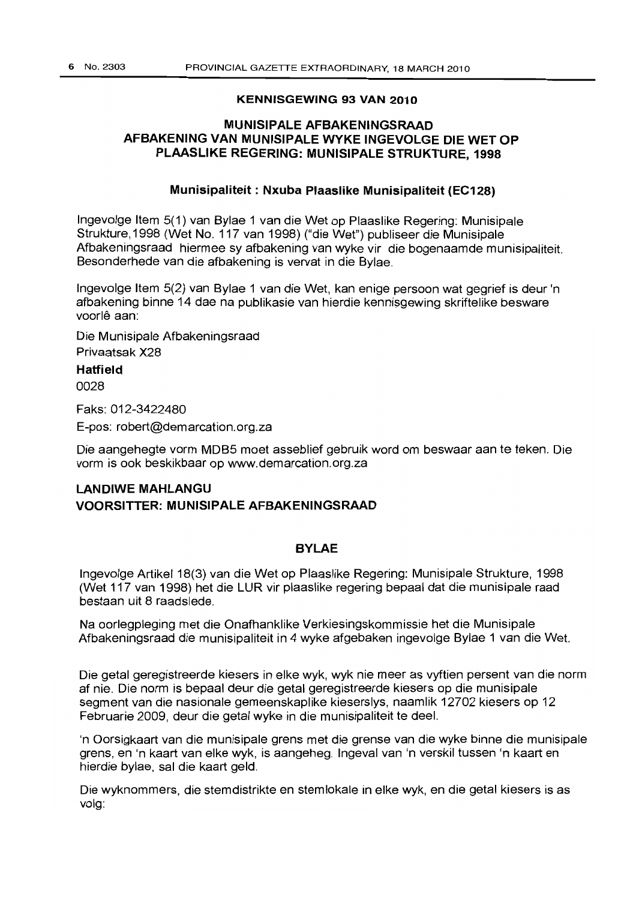## KENNISGEWING 93 VAN 2010

## MUNISIPALE AFBAKENINGSRAAD AFBAKENING VAN MUNISIPALE WYKE INGEVOLGE DIE WET OP PLAASLIKE REGERING: MUNISIPALE STRUKTURE, 1998

### Munisipaliteit : Nxuba Plaaslike Munisipaliteit (EC128)

Ingevolge Item 5(1) van Bylae 1 van die Wet op Plaaslike Regering: Munisipale Strukture,1998 (Wet No. 117 van 1998) ("die Wet") publiseer die Munisipale Afbakeningsraad hiermee sy afbakening van wyke vir die bogenaamde munisipaliteit. Besonderhede van die afbakening is vervat in die Bylae.

Ingevolge Item 5(2) van Bylae 1 van die Wet, kan enige persoon wat gegrief is deur 'n afbakening binne 14 dae na publikasie van hierdie kennisgewing skriftelike besware voorlê aan:

Die Munisipale Afbakeningsraad
Privaatsak X28
**Hatfield**
0028

Faks: 012-3422480

E-pos: robert@demarcation.org.za

Die aangehegte vorm MDB5 moet asseblief gebruik word om beswaar aan te teken. Die vorm is ook beskikbaar op www.demarcation.org.za

**LANDIWE MAHLANGU**
**VOORSITTER: MUNISIPALE AFBAKENINGSRAAD**

## BYLAE

Ingevolge Artikel 18(3) van die Wet op Plaaslike Regering: Munisipale Strukture, 1998 (Wet 117 van 1998) het die LUR vir plaaslike regering bepaal dat die munisipale raad bestaan uit 8 raadslede.

Na oorlegpleging met die Onafhanklike Verkiesingskommissie het die Munisipale Afbakeningsraad die munisipaliteit in 4 wyke afgebaken ingevolge Bylae 1 van die Wet.

Die getal geregistreerde kiesers in elke wyk, wyk nie meer as vyftien persent van die norm af nie. Die norm is bepaal deur die getal geregistreerde kiesers op die munisipale segment van die nasionale gemeenskaplike kieserslys, naamlik 12702 kiesers op 12 Februarie 2009, deur die getal wyke in die munisipaliteit te deel.

'n Oorsigkaart van die munisipale grens met die grense van die wyke binne die munisipale grens, en 'n kaart van elke wyk, is aangeheg. Ingeval van 'n verskil tussen 'n kaart en hierdie bylae, sal die kaart geld.

Die wyknommers, die stemdistrikte en stemlokale in elke wyk, en die getal kiesers is as volg: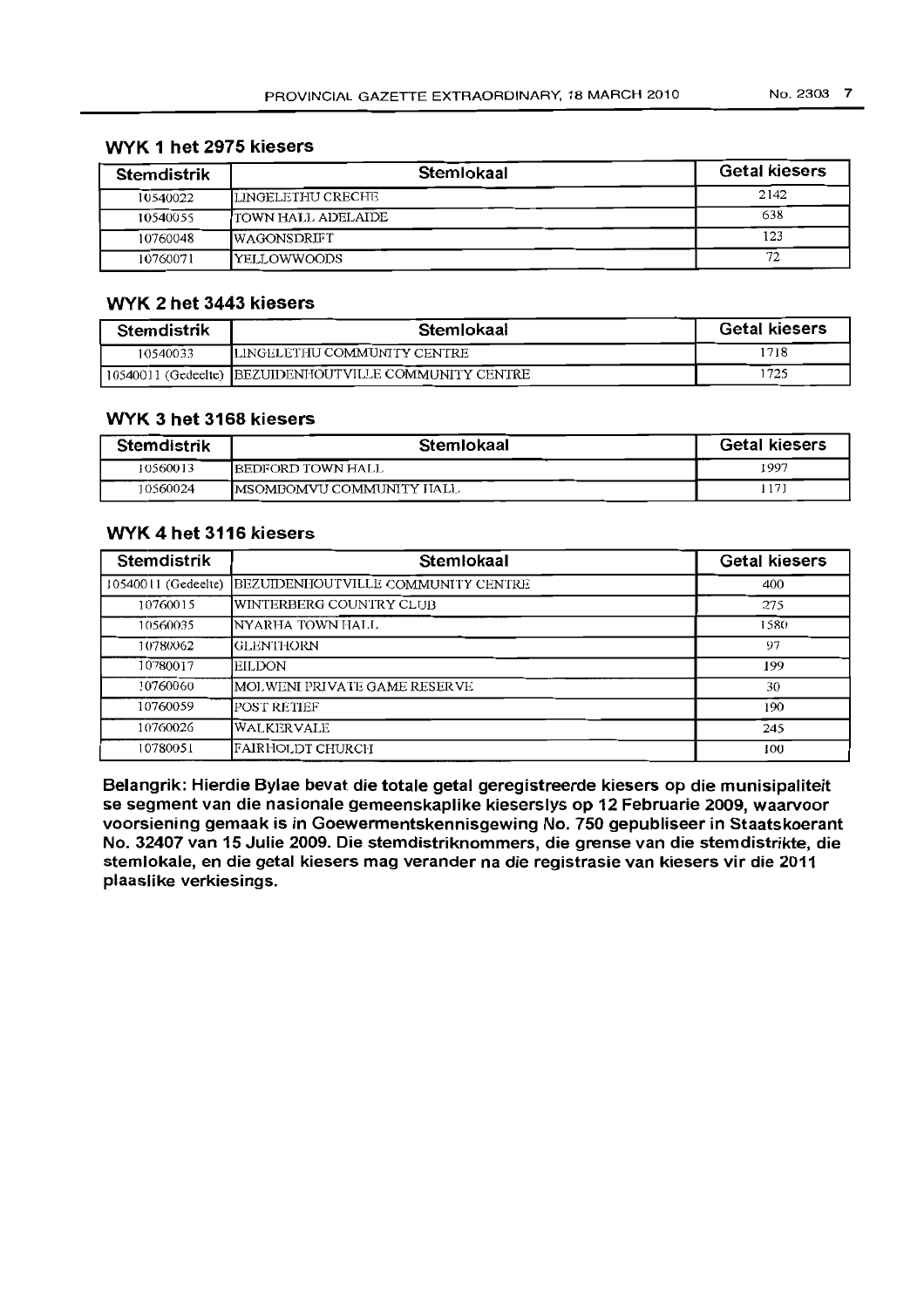## WYK 1 het 2975 kiesers

| Stemdistrik | Stemlokaal | Getal kiesers |
|---|---|---|
| 10540022 | LINGELETHU CRECHE | 2142 |
| 10540055 | TOWN HALL ADELAIDE | 638 |
| 10760048 | WAGONSDRIFT | 123 |
| 10760071 | YELLOWWOODS | 72 |

## WYK 2 het 3443 kiesers

| Stemdistrik | Stemlokaal | Getal kiesers |
|---|---|---|
| 10540033 | LINGELETHU COMMUNITY CENTRE | 1718 |
| 10540011 (Gedeelte) | BEZUIDENHOUTVILLE COMMUNITY CENTRE | 1725 |

## WYK 3 het 3168 kiesers

| Stemdistrik | Stemlokaal | Getal kiesers |
|---|---|---|
| 10560013 | BEDFORD TOWN HALL | 1997 |
| 10560024 | MSOMBOMVU COMMUNITY HALL | 1171 |

## WYK 4 het 3116 kiesers

| Stemdistrik | Stemlokaal | Getal kiesers |
|---|---|---|
| 10540011 (Gedeelte) | BEZUIDENHOUTVILLE COMMUNITY CENTRE | 400 |
| 10760015 | WINTERBERG COUNTRY CLUB | 275 |
| 10560035 | NYARHA TOWN HALL | 1580 |
| 10780062 | GLENTHORN | 97 |
| 10780017 | EILDON | 199 |
| 10760060 | MOLWENI PRIVATE GAME RESERVE | 30 |
| 10760059 | POST RETIEF | 190 |
| 10760026 | WALKERVALE | 245 |
| 10780051 | FAIRHOLDT CHURCH | 100 |

**Belangrik: Hierdie Bylae bevat die totale getal geregistreerde kiesers op die munisipaliteit se segment van die nasionale gemeenskaplike kieserslys op 12 Februarie 2009, waarvoor voorsiening gemaak is in Goewermentskennisgewing No. 750 gepubliseer in Staatskoerant No. 32407 van 15 Julie 2009. Die stemdistriknommers, die grense van die stemdistrikte, die stemlokale, en die getal kiesers mag verander na die registrasie van kiesers vir die 2011 plaaslike verkiesings.**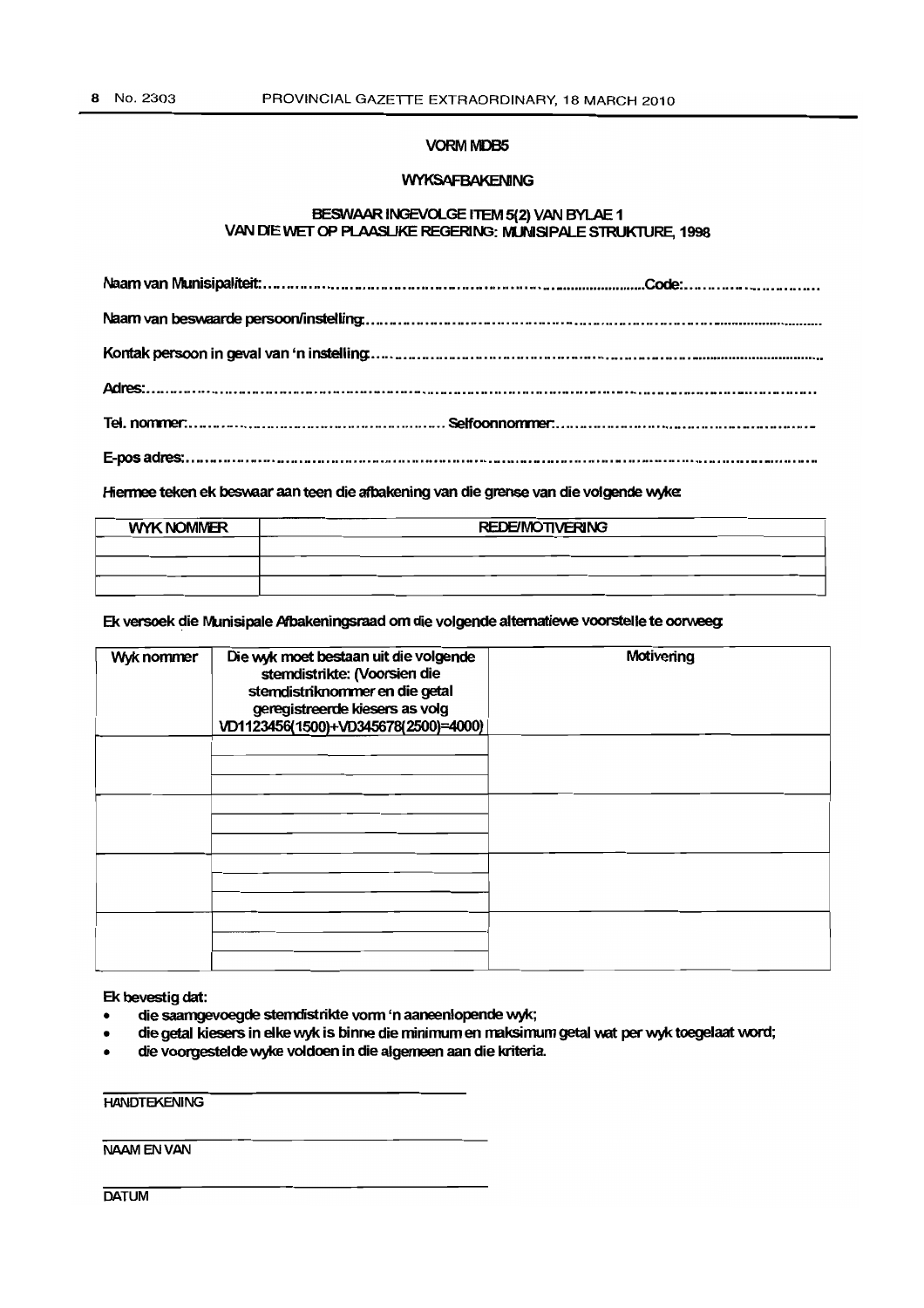# VORM MDB5

## WYKSAFBAKENING

### BESWAAR INGEVOLGE ITEM 5(2) VAN BYLAE 1 VAN DIE WET OP PLAASLIKE REGERING: MUNISIPALE STRUKTURE, 1998

Naam van Munisipaliteit:.......................................................................................Code:..............................

Naam van beswaarde persoon/instelling:...........................................................................................................

Kontak persoon in geval van 'n instelling:............................................................................................................

Adres:.......................................................................................................................................................

Tel. nommer:.......................................................... Selfoonnommer:.......................................................

E-pos adres:.................................................................................................................................................

Hiermee teken ek beswaar aan teen die afbakening van die grense van die volgende wyke:

| WYK NOMMER | REDE/MOTIVERING |
|---|---|
| | |
| | |
| | |

Ek versoek die Munisipale Afbakeningsraad om die volgende alternatiewe voorstelle te oorweeg:

| Wyk nommer | Die wyk moet bestaan uit die volgende stemdistrikte: (Voorsien die stemdistriknommer en die getal geregistreerde kiesers as volg VD1123456(1500)+VD345678(2500)=4000) | Motivering |
|---|---|---|
| | | |
| | | |
| | | |
| | | |
| | | |
| | | |
| | | |
| | | |
| | | |
| | | |
| | | |
| | | |

Ek bevestig dat:

- die saamgevoegde stemdistrikte vorm 'n aaneenlopende wyk;
- die getal kiesers in elke wyk is binne die minimum en maksimum getal wat per wyk toegelaat word;
- die voorgestelde wyke voldoen in die algemeen aan die kriteria.

______________________________
HANDTEKENING

______________________________
NAAM EN VAN

______________________________
DATUM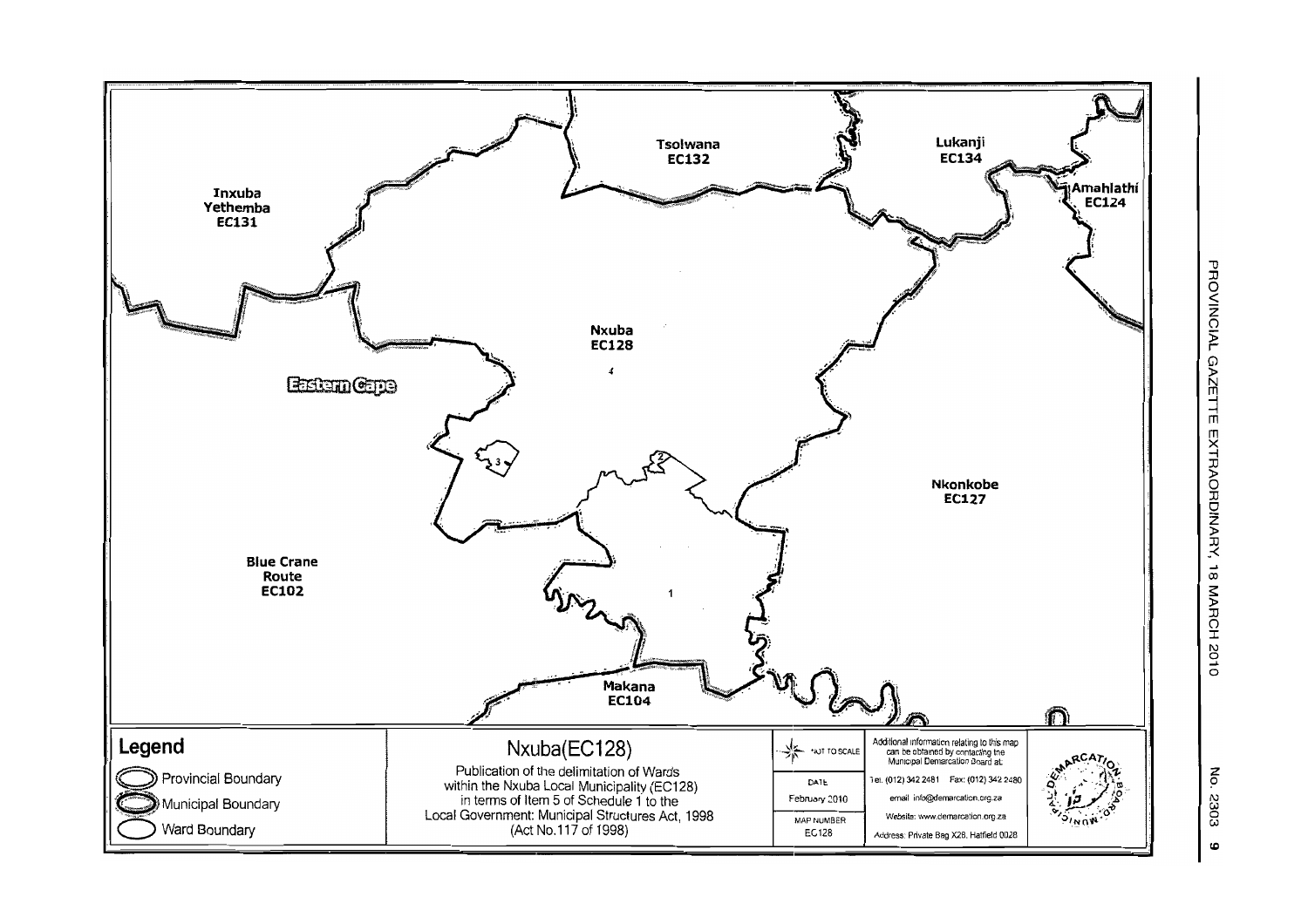Tsolwana
EC132

Lukanji
EC134

Amahlathi
EC124

Inxuba
Yethemba
EC131

Nxuba
EC128

4

Eastern Cape

3

2

Nkonkobe
EC127

Blue Crane
Route
EC102

1

Makana
EC104

## Legend

- Provincial Boundary
- Municipal Boundary
- Ward Boundary

# Nxuba(EC128)

Publication of the delimitation of Wards within the Nxuba Local Municipality (EC128) in terms of Item 5 of Schedule 1 to the Local Government: Municipal Structures Act, 1998 (Act No.117 of 1998)

NOT TO SCALE

| DATE |
| --- |
| February 2010 |

| MAP NUMBER |
| --- |
| EC128 |

Additional information relating to this map can be obtained by contacting the Municipal Demarcation Board at:

Tel. (012) 342 2481 Fax: (012) 342 2480

email info@demarcation.org.za

Website: www.demarcation.org.za

Address: Private Bag X28, Hatfield 0028

MUNICIPAL DEMARCATION BOARD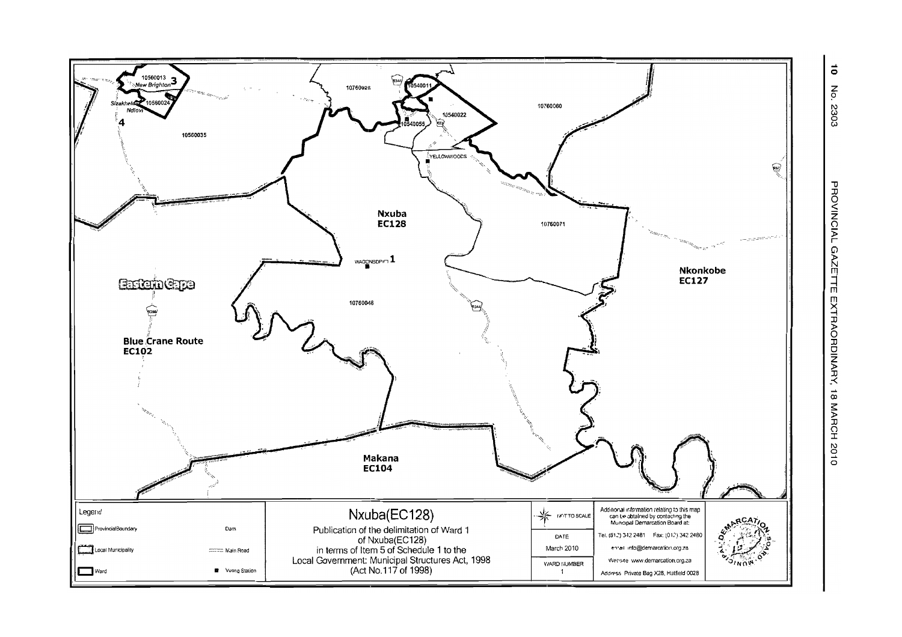10760026

10540011

10540022

10540055

10760060

10560013

New Brighton 3

Sizakhele

Ndlovi

10560024

4

10560035

YELLOWWOODS

Nxuba
EC128

10760071

WAGONSDRIFT 1

Eastern Cape

10760048

Nkonkobe
EC127

Blue Crane Route
EC102

Makana
EC104

| Legend | | Nxuba(EC128) | | |
|---|---|---|---|---|
| ProvincialBoundary | Dam | Publication of the delimitation of Ward 1 of Nxuba(EC128) in terms of Item 5 of Schedule 1 to the Local Government: Municipal Structures Act, 1998 (Act No.117 of 1998) | NOT TO SCALE | Additional information relating to this map can be obtained by contacting the Municipal Demarcation Board at: |
| Local Municipality | Main Road | | DATE: March 2010 | Tel. (012) 342 2481 Fax: (012) 342 2480 |
| Ward | Voting Station | | WARD NUMBER: 1 | email: info@demarcation.org.za |
| | | | | Website: www.demarcation.org.za |
| | | | | Address: Private Bag X28, Hatfield 0028 |

MUNICIPAL DEMARCATION BOARD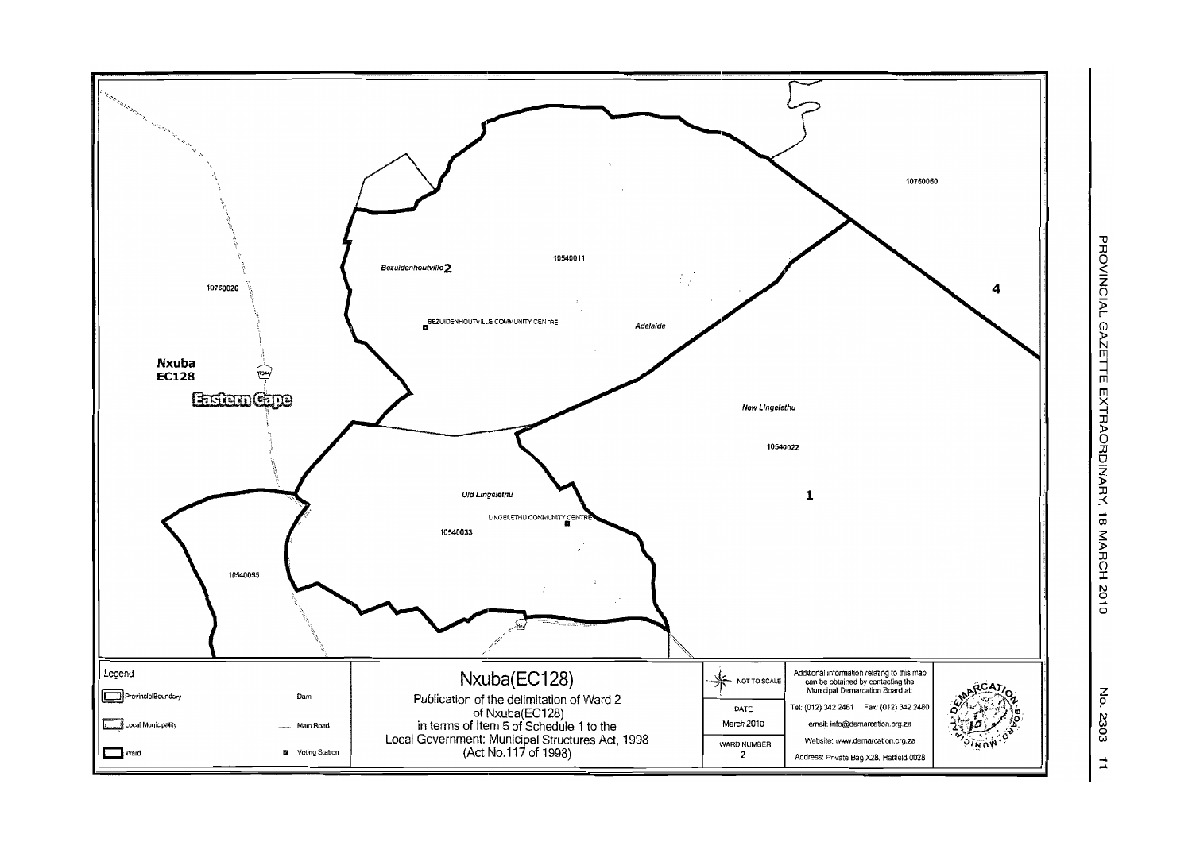# Nxuba(EC128)

Publication of the delimitation of Ward 2 of Nxuba(EC128) in terms of Item 5 of Schedule 1 to the Local Government: Municipal Structures Act, 1998 (Act No.117 of 1998)

Bezuidenhoutville 2

10540011

BEZUIDENHOUTVILLE COMMUNITY CENTRE

Adelaide

10760060

4

10760026

Nxuba
EC128

Eastern Cape

New Lingelethu

10540022

1

Old Lingelethu

LINGELETHU COMMUNITY CENTRE

10540033

10540055

**Legend**

| | |
|---|---|
| Provincial Boundary | Dam |
| Local Municipality | Main Road |
| Ward | Voting Station |

NOT TO SCALE

| DATE | WARD NUMBER |
|---|---|
| March 2010 | 2 |

Additional information relating to this map can be obtained by contacting the Municipal Demarcation Board at:

Tel: (012) 342 2481 Fax: (012) 342 2480

email: info@demarcation.org.za

Website: www.demarcation.org.za

Address: Private Bag X28, Hatfield 0028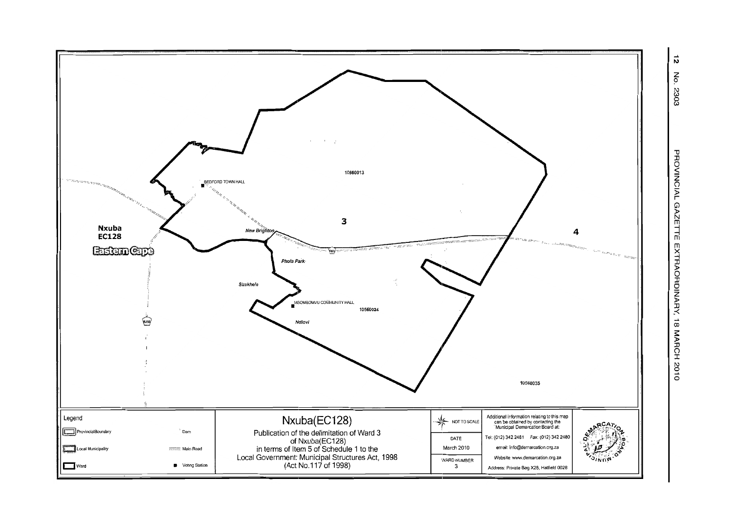10560013

3

4

Nxuba
EC128

Eastern Cape

BEDFORD TOWN HALL

New Brighton

Phola Park

Sizakhele

MSOMBOMVU COMMUNITY HALL

10560024

Ndlovi

10560035

Legend

Provincial Boundary

Local Municipality

Ward

Dam

Main Road

Voting Station

# Nxuba(EC128)

Publication of the delimitation of Ward 3 of Nxuba(EC128) in terms of Item 5 of Schedule 1 to the Local Government: Municipal Structures Act, 1998 (Act No.117 of 1998)

NOT TO SCALE

DATE
March 2010

WARD NUMBER
3

Additional information relating to this map can be obtained by contacting the Municipal Demarcation Board at:

Tel: (012) 342 2481 Fax: (012) 342 2480

email: info@demarcation.org.za

Website: www.demarcation.org.za

Address: Private Bag X28, Hatfield 0028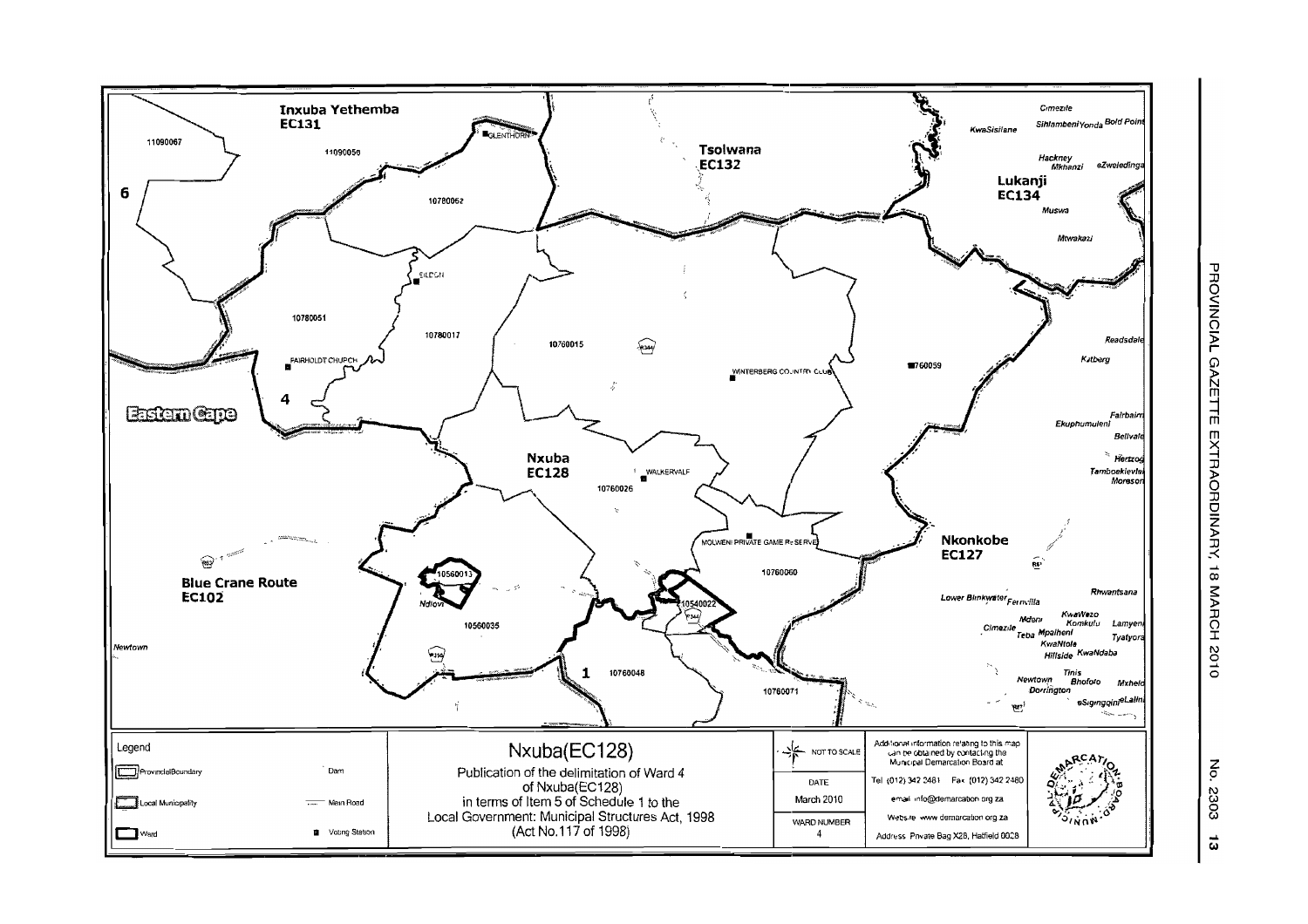Inxuba Yethemba
EC131

Tsolwana
EC132

Lukanji
EC134

Nxuba
EC128

Nkonkobe
EC127

Blue Crane Route
EC102

Eastern Cape

11090067
11090056
10780062
10780051
10780017
10760015
760059
10760026
10760060
10560013
10540022
10560035
10760048
10760071

6
4
1

GLENTHORN
SILOON
FAIRHOLDT CHURCH
WINTERBERG COUNTRY CLUB
WALKERVALE
MOLWENI PRIVATE GAME RESERVE
Ndlovu
Newtown

Cimezile
KwaSisilane
Sihlambeni Yonda
Bold Point
Hackney
Mkhanzi
eZweledinga
Muswa
Mtwakazi
Readsdale
Katberg
Fairbairn
Ekuphumuleni
Bellvale
Hertzog
Tamboekievlei
Moreson
Lower Blinkwater
Fernvilla
Rhwantsana
Mdeni
KwaWezo
Komkulu
Lamyeni
Cimezile
Teba
Mpolheni
Tyatyora
KwaNtola
Hillside
KwaNdaba
Tinis
Newtown
Bhofolo
Mxhelo
Dorrington
eSiqingqini
eLalini

Legend

- Provincial Boundary
- Local Municipality
- Ward
- Dam
- Main Road
- Voting Station

# Nxuba(EC128)

Publication of the delimitation of Ward 4 of Nxuba(EC128) in terms of Item 5 of Schedule 1 to the Local Government: Municipal Structures Act, 1998 (Act No.117 of 1998)

NOT TO SCALE

DATE
March 2010

WARD NUMBER
4

Additional information relating to this map can be obtained by contacting the Municipal Demarcation Board at:

Tel (012) 342 2481 Fax (012) 342 2480

email info@demarcation.org.za

Website www.demarcation.org.za

Address Private Bag X28, Hatfield 0028

MUNICIPAL DEMARCATION BOARD